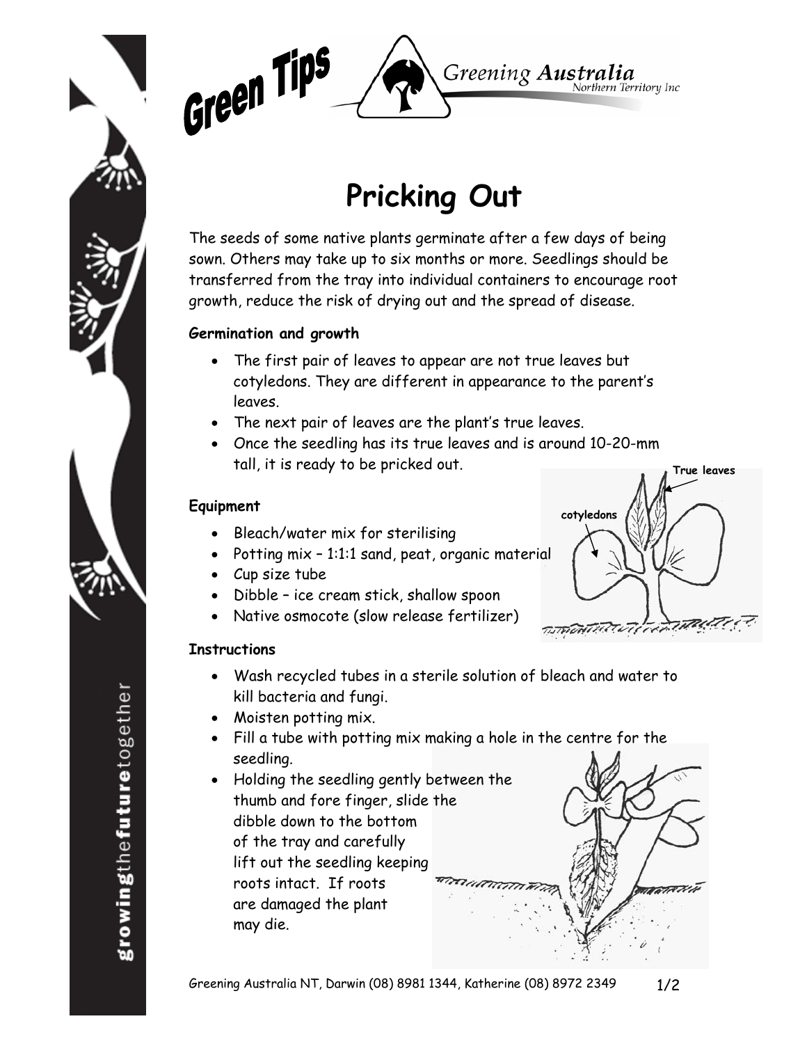# Pricking Out

The seeds of some native plants germinate after a few days of being sown. Others may take up to six months or more. Seedlings should be transferred from the tray into individual containers to encourage root growth, reduce the risk of drying out and the spread of disease.

**Germination and growth**

- The first pair of leaves to appear are not true leaves but cotyledons. They are different in appearance to the parent's leaves.
- The next pair of leaves are the plant's true leaves.
- Once the seedling has its true leaves and is around 10-20-mm tall, it is ready to be pricked out.

**Equipment**

- Bleach/water mix for sterilising
- Potting mix – 1:1:1 sand, peat, organic material
- Cup size tube
- Dibble – ice cream stick, shallow spoon
- Native osmocote (slow release fertilizer)

**Instructions**

- Wash recycled tubes in a sterile solution of bleach and water to kill bacteria and fungi.
- Moisten potting mix.
- Fill a tube with potting mix making a hole in the centre for the seedling.
- Holding the seedling gently between the thumb and fore finger, slide the dibble down to the bottom of the tray and carefully lift out the seedling keeping roots intact. If roots are damaged the plant may die.

Greening Australia NT, Darwin (08) 8981 1344, Katherine (08) 8972 2349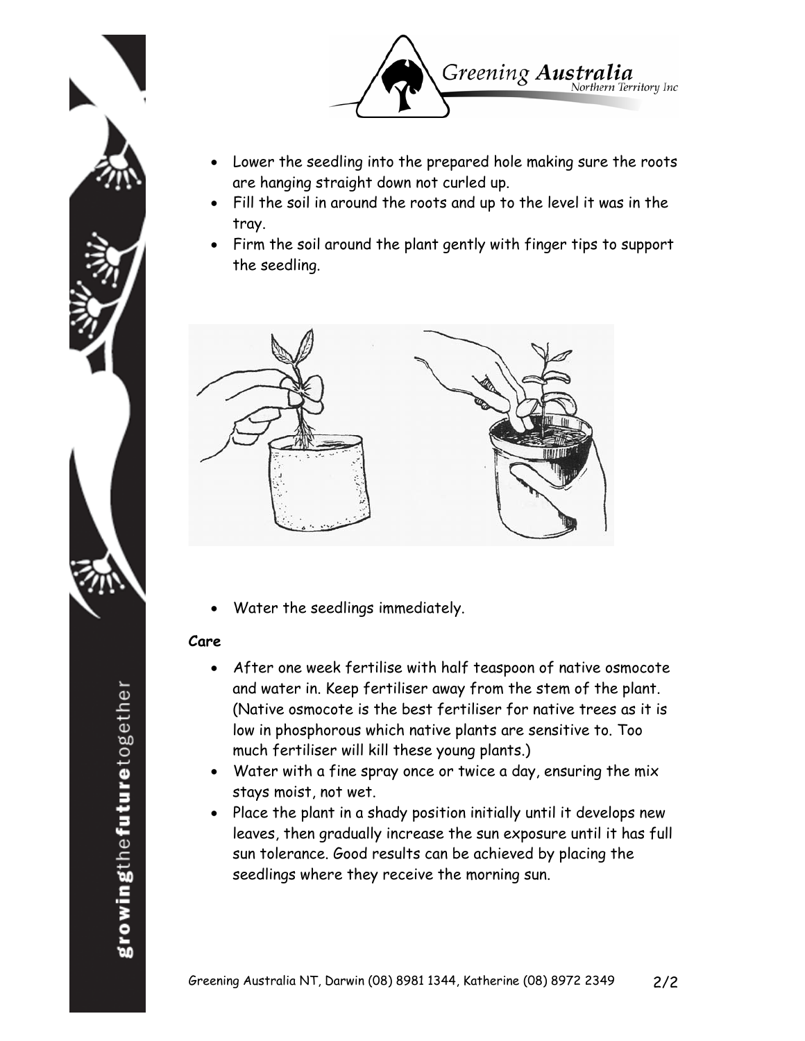- Lower the seedling into the prepared hole making sure the roots are hanging straight down not curled up.
- Fill the soil in around the roots and up to the level it was in the tray.
- Firm the soil around the plant gently with finger tips to support the seedling.

- Water the seedlings immediately.

**Care**

- After one week fertilise with half teaspoon of native osmocote and water in. Keep fertiliser away from the stem of the plant. (Native osmocote is the best fertiliser for native trees as it is low in phosphorous which native plants are sensitive to. Too much fertiliser will kill these young plants.)
- Water with a fine spray once or twice a day, ensuring the mix stays moist, not wet.
- Place the plant in a shady position initially until it develops new leaves, then gradually increase the sun exposure until it has full sun tolerance. Good results can be achieved by placing the seedlings where they receive the morning sun.

Greening Australia NT, Darwin (08) 8981 1344, Katherine (08) 8972 2349